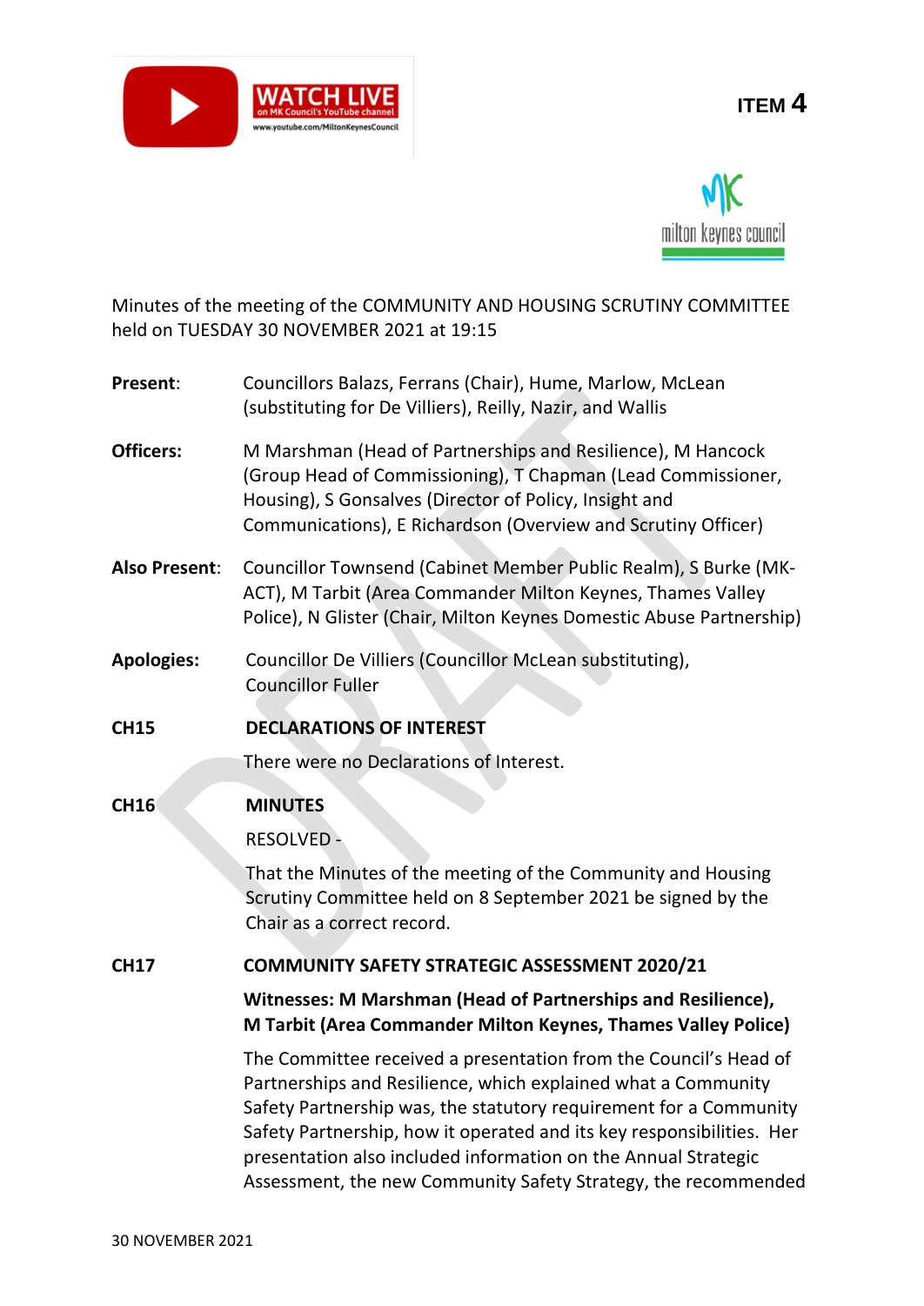ITEM 4

Minutes of the meeting of the COMMUNITY AND HOUSING SCRUTINY COMMITTEE held on TUESDAY 30 NOVEMBER 2021 at 19:15

**Present**: Councillors Balazs, Ferrans (Chair), Hume, Marlow, McLean (substituting for De Villiers), Reilly, Nazir, and Wallis

**Officers:** M Marshman (Head of Partnerships and Resilience), M Hancock (Group Head of Commissioning), T Chapman (Lead Commissioner, Housing), S Gonsalves (Director of Policy, Insight and Communications), E Richardson (Overview and Scrutiny Officer)

**Also Present**: Councillor Townsend (Cabinet Member Public Realm), S Burke (MK-ACT), M Tarbit (Area Commander Milton Keynes, Thames Valley Police), N Glister (Chair, Milton Keynes Domestic Abuse Partnership)

**Apologies:** Councillor De Villiers (Councillor McLean substituting), Councillor Fuller

**CH15 DECLARATIONS OF INTEREST**

There were no Declarations of Interest.

**CH16 MINUTES**

RESOLVED -

That the Minutes of the meeting of the Community and Housing Scrutiny Committee held on 8 September 2021 be signed by the Chair as a correct record.

**CH17 COMMUNITY SAFETY STRATEGIC ASSESSMENT 2020/21**

**Witnesses: M Marshman (Head of Partnerships and Resilience), M Tarbit (Area Commander Milton Keynes, Thames Valley Police)**

The Committee received a presentation from the Council's Head of Partnerships and Resilience, which explained what a Community Safety Partnership was, the statutory requirement for a Community Safety Partnership, how it operated and its key responsibilities. Her presentation also included information on the Annual Strategic Assessment, the new Community Safety Strategy, the recommended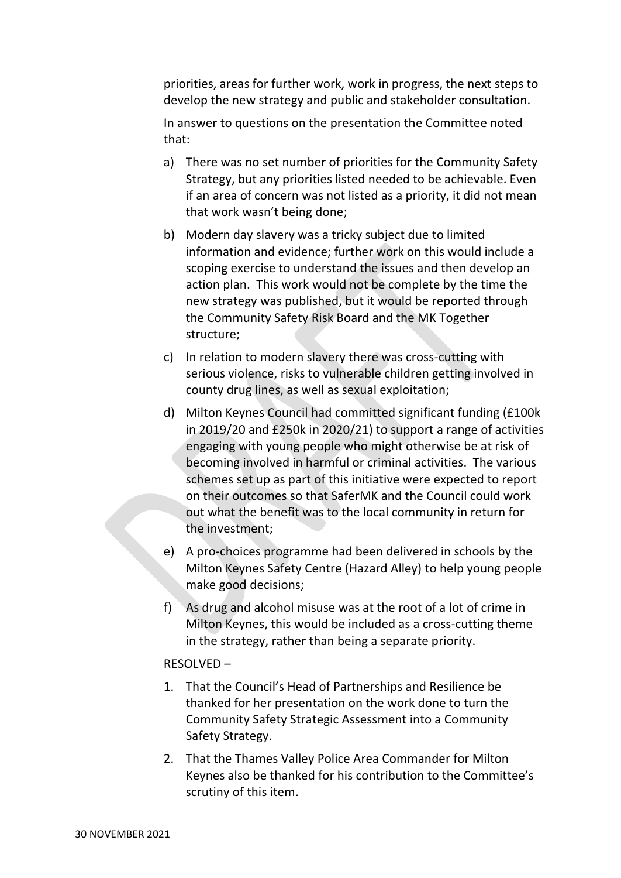priorities, areas for further work, work in progress, the next steps to develop the new strategy and public and stakeholder consultation.

In answer to questions on the presentation the Committee noted that:

a) There was no set number of priorities for the Community Safety Strategy, but any priorities listed needed to be achievable. Even if an area of concern was not listed as a priority, it did not mean that work wasn't being done;

b) Modern day slavery was a tricky subject due to limited information and evidence; further work on this would include a scoping exercise to understand the issues and then develop an action plan. This work would not be complete by the time the new strategy was published, but it would be reported through the Community Safety Risk Board and the MK Together structure;

c) In relation to modern slavery there was cross-cutting with serious violence, risks to vulnerable children getting involved in county drug lines, as well as sexual exploitation;

d) Milton Keynes Council had committed significant funding (£100k in 2019/20 and £250k in 2020/21) to support a range of activities engaging with young people who might otherwise be at risk of becoming involved in harmful or criminal activities. The various schemes set up as part of this initiative were expected to report on their outcomes so that SaferMK and the Council could work out what the benefit was to the local community in return for the investment;

e) A pro-choices programme had been delivered in schools by the Milton Keynes Safety Centre (Hazard Alley) to help young people make good decisions;

f) As drug and alcohol misuse was at the root of a lot of crime in Milton Keynes, this would be included as a cross-cutting theme in the strategy, rather than being a separate priority.

RESOLVED –

1. That the Council's Head of Partnerships and Resilience be thanked for her presentation on the work done to turn the Community Safety Strategic Assessment into a Community Safety Strategy.

2. That the Thames Valley Police Area Commander for Milton Keynes also be thanked for his contribution to the Committee's scrutiny of this item.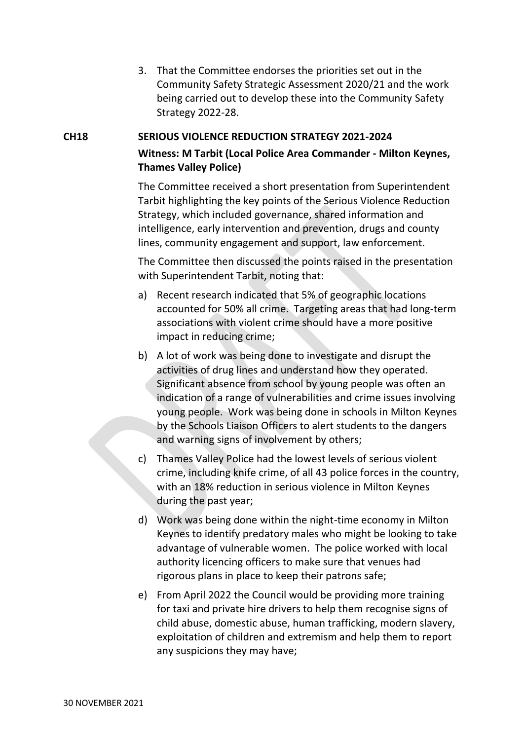3. That the Committee endorses the priorities set out in the Community Safety Strategic Assessment 2020/21 and the work being carried out to develop these into the Community Safety Strategy 2022-28.

**CH18 SERIOUS VIOLENCE REDUCTION STRATEGY 2021-2024**

**Witness: M Tarbit (Local Police Area Commander - Milton Keynes, Thames Valley Police)**

The Committee received a short presentation from Superintendent Tarbit highlighting the key points of the Serious Violence Reduction Strategy, which included governance, shared information and intelligence, early intervention and prevention, drugs and county lines, community engagement and support, law enforcement.

The Committee then discussed the points raised in the presentation with Superintendent Tarbit, noting that:

a) Recent research indicated that 5% of geographic locations accounted for 50% all crime. Targeting areas that had long-term associations with violent crime should have a more positive impact in reducing crime;

b) A lot of work was being done to investigate and disrupt the activities of drug lines and understand how they operated. Significant absence from school by young people was often an indication of a range of vulnerabilities and crime issues involving young people. Work was being done in schools in Milton Keynes by the Schools Liaison Officers to alert students to the dangers and warning signs of involvement by others;

c) Thames Valley Police had the lowest levels of serious violent crime, including knife crime, of all 43 police forces in the country, with an 18% reduction in serious violence in Milton Keynes during the past year;

d) Work was being done within the night-time economy in Milton Keynes to identify predatory males who might be looking to take advantage of vulnerable women. The police worked with local authority licencing officers to make sure that venues had rigorous plans in place to keep their patrons safe;

e) From April 2022 the Council would be providing more training for taxi and private hire drivers to help them recognise signs of child abuse, domestic abuse, human trafficking, modern slavery, exploitation of children and extremism and help them to report any suspicions they may have;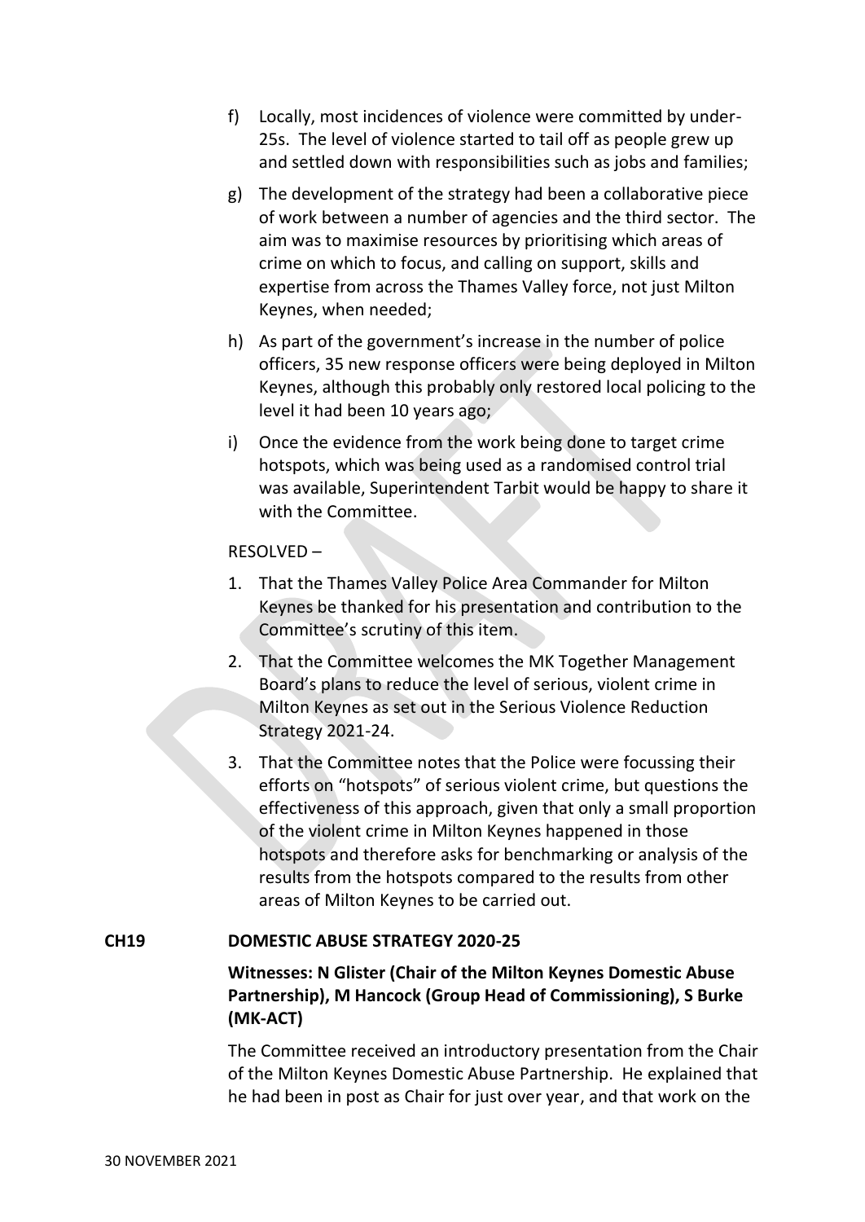f) Locally, most incidences of violence were committed by under-25s. The level of violence started to tail off as people grew up and settled down with responsibilities such as jobs and families;

g) The development of the strategy had been a collaborative piece of work between a number of agencies and the third sector. The aim was to maximise resources by prioritising which areas of crime on which to focus, and calling on support, skills and expertise from across the Thames Valley force, not just Milton Keynes, when needed;

h) As part of the government's increase in the number of police officers, 35 new response officers were being deployed in Milton Keynes, although this probably only restored local policing to the level it had been 10 years ago;

i) Once the evidence from the work being done to target crime hotspots, which was being used as a randomised control trial was available, Superintendent Tarbit would be happy to share it with the Committee.

RESOLVED –

1. That the Thames Valley Police Area Commander for Milton Keynes be thanked for his presentation and contribution to the Committee's scrutiny of this item.
2. That the Committee welcomes the MK Together Management Board's plans to reduce the level of serious, violent crime in Milton Keynes as set out in the Serious Violence Reduction Strategy 2021-24.
3. That the Committee notes that the Police were focussing their efforts on "hotspots" of serious violent crime, but questions the effectiveness of this approach, given that only a small proportion of the violent crime in Milton Keynes happened in those hotspots and therefore asks for benchmarking or analysis of the results from the hotspots compared to the results from other areas of Milton Keynes to be carried out.

**CH19 DOMESTIC ABUSE STRATEGY 2020-25**

**Witnesses: N Glister (Chair of the Milton Keynes Domestic Abuse Partnership), M Hancock (Group Head of Commissioning), S Burke (MK-ACT)**

The Committee received an introductory presentation from the Chair of the Milton Keynes Domestic Abuse Partnership. He explained that he had been in post as Chair for just over year, and that work on the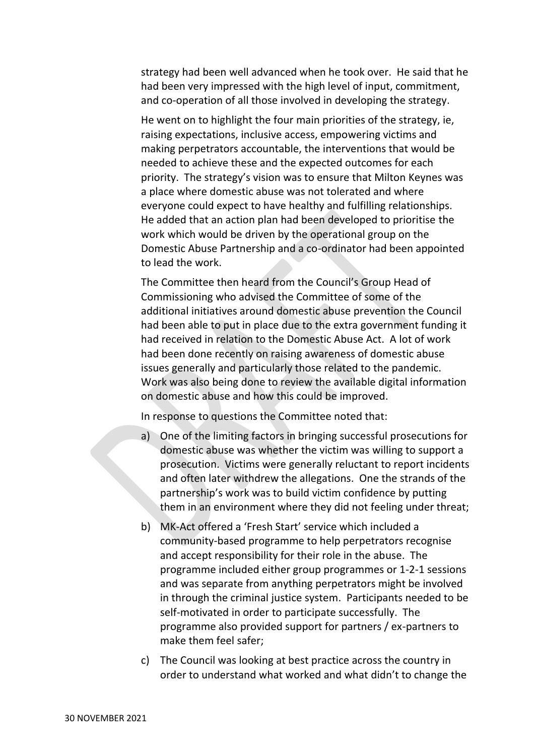strategy had been well advanced when he took over. He said that he had been very impressed with the high level of input, commitment, and co-operation of all those involved in developing the strategy.

He went on to highlight the four main priorities of the strategy, ie, raising expectations, inclusive access, empowering victims and making perpetrators accountable, the interventions that would be needed to achieve these and the expected outcomes for each priority. The strategy's vision was to ensure that Milton Keynes was a place where domestic abuse was not tolerated and where everyone could expect to have healthy and fulfilling relationships. He added that an action plan had been developed to prioritise the work which would be driven by the operational group on the Domestic Abuse Partnership and a co-ordinator had been appointed to lead the work.

The Committee then heard from the Council's Group Head of Commissioning who advised the Committee of some of the additional initiatives around domestic abuse prevention the Council had been able to put in place due to the extra government funding it had received in relation to the Domestic Abuse Act. A lot of work had been done recently on raising awareness of domestic abuse issues generally and particularly those related to the pandemic. Work was also being done to review the available digital information on domestic abuse and how this could be improved.

In response to questions the Committee noted that:

a) One of the limiting factors in bringing successful prosecutions for domestic abuse was whether the victim was willing to support a prosecution. Victims were generally reluctant to report incidents and often later withdrew the allegations. One the strands of the partnership's work was to build victim confidence by putting them in an environment where they did not feeling under threat;

b) MK-Act offered a 'Fresh Start' service which included a community-based programme to help perpetrators recognise and accept responsibility for their role in the abuse. The programme included either group programmes or 1-2-1 sessions and was separate from anything perpetrators might be involved in through the criminal justice system. Participants needed to be self-motivated in order to participate successfully. The programme also provided support for partners / ex-partners to make them feel safer;

c) The Council was looking at best practice across the country in order to understand what worked and what didn't to change the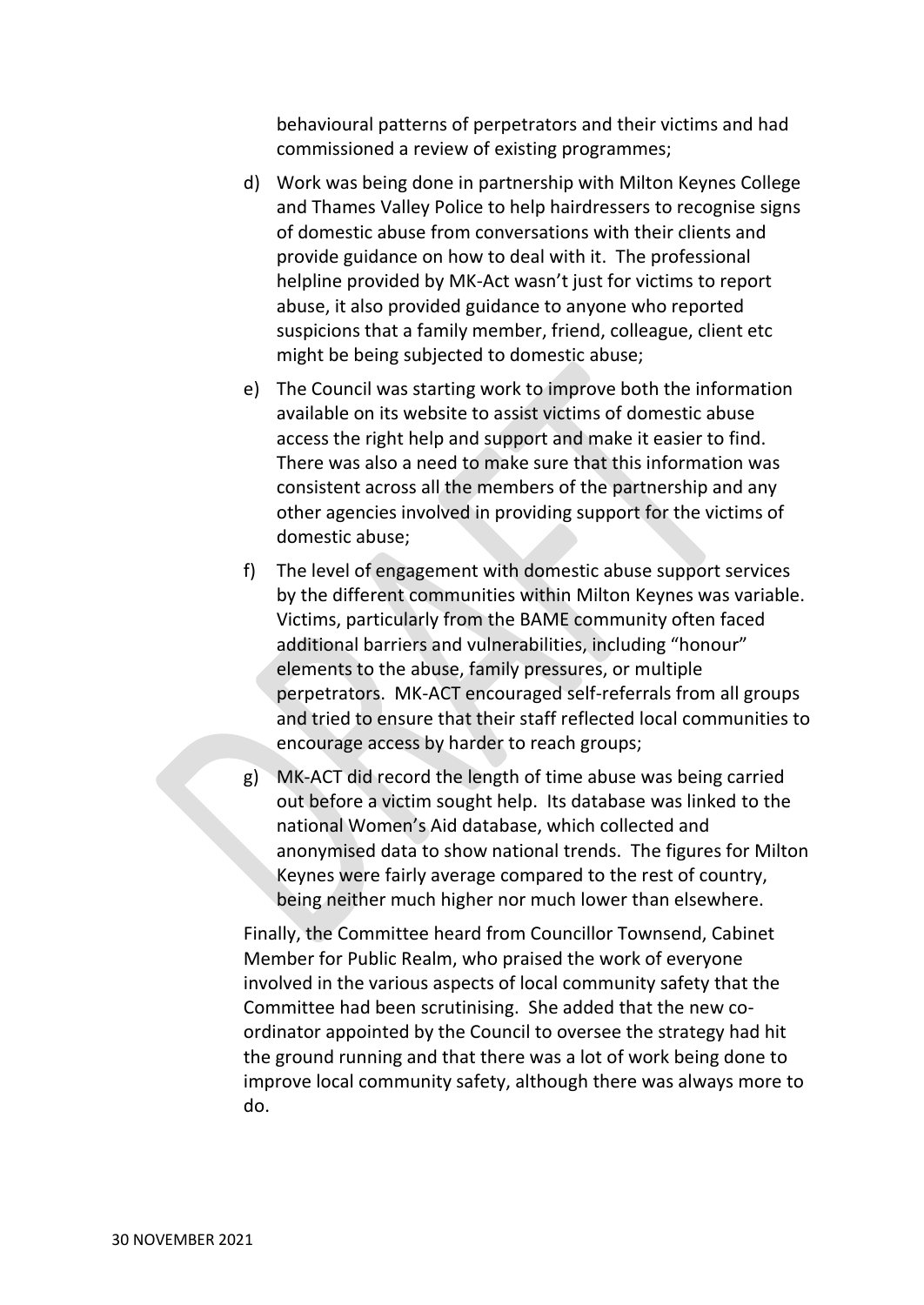behavioural patterns of perpetrators and their victims and had commissioned a review of existing programmes;

d) Work was being done in partnership with Milton Keynes College and Thames Valley Police to help hairdressers to recognise signs of domestic abuse from conversations with their clients and provide guidance on how to deal with it. The professional helpline provided by MK-Act wasn't just for victims to report abuse, it also provided guidance to anyone who reported suspicions that a family member, friend, colleague, client etc might be being subjected to domestic abuse;

e) The Council was starting work to improve both the information available on its website to assist victims of domestic abuse access the right help and support and make it easier to find. There was also a need to make sure that this information was consistent across all the members of the partnership and any other agencies involved in providing support for the victims of domestic abuse;

f) The level of engagement with domestic abuse support services by the different communities within Milton Keynes was variable. Victims, particularly from the BAME community often faced additional barriers and vulnerabilities, including "honour" elements to the abuse, family pressures, or multiple perpetrators. MK-ACT encouraged self-referrals from all groups and tried to ensure that their staff reflected local communities to encourage access by harder to reach groups;

g) MK-ACT did record the length of time abuse was being carried out before a victim sought help. Its database was linked to the national Women's Aid database, which collected and anonymised data to show national trends. The figures for Milton Keynes were fairly average compared to the rest of country, being neither much higher nor much lower than elsewhere.

Finally, the Committee heard from Councillor Townsend, Cabinet Member for Public Realm, who praised the work of everyone involved in the various aspects of local community safety that the Committee had been scrutinising. She added that the new co-ordinator appointed by the Council to oversee the strategy had hit the ground running and that there was a lot of work being done to improve local community safety, although there was always more to do.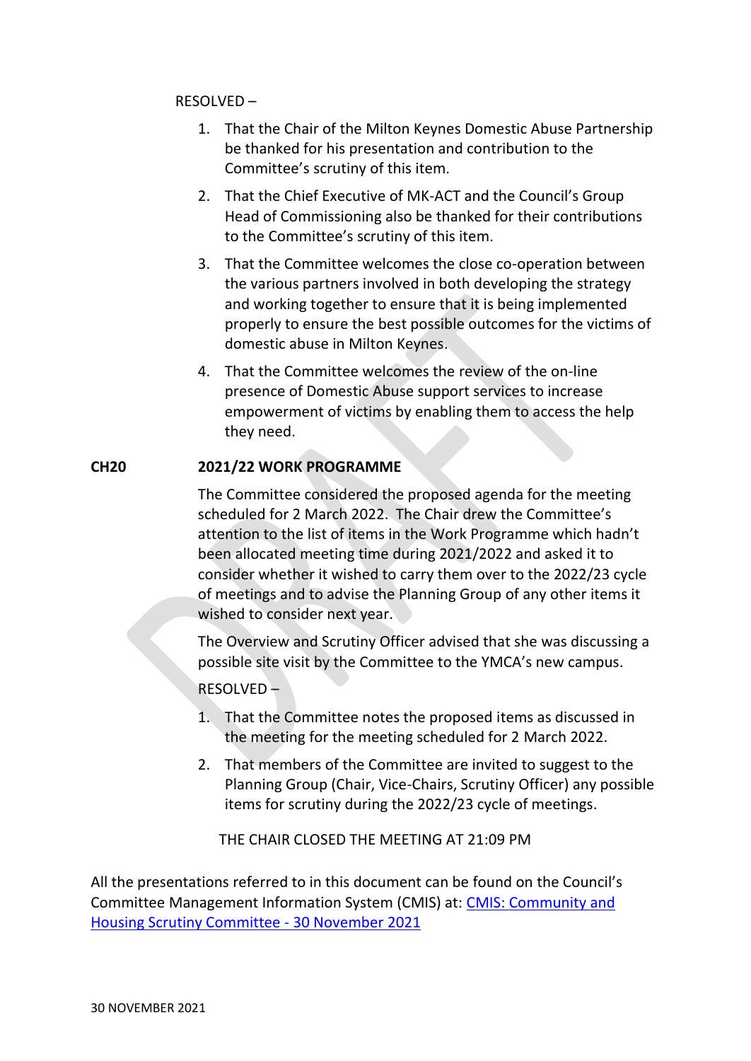RESOLVED –

1. That the Chair of the Milton Keynes Domestic Abuse Partnership be thanked for his presentation and contribution to the Committee's scrutiny of this item.
2. That the Chief Executive of MK-ACT and the Council's Group Head of Commissioning also be thanked for their contributions to the Committee's scrutiny of this item.
3. That the Committee welcomes the close co-operation between the various partners involved in both developing the strategy and working together to ensure that it is being implemented properly to ensure the best possible outcomes for the victims of domestic abuse in Milton Keynes.
4. That the Committee welcomes the review of the on-line presence of Domestic Abuse support services to increase empowerment of victims by enabling them to access the help they need.

**CH20 2021/22 WORK PROGRAMME**

The Committee considered the proposed agenda for the meeting scheduled for 2 March 2022. The Chair drew the Committee's attention to the list of items in the Work Programme which hadn't been allocated meeting time during 2021/2022 and asked it to consider whether it wished to carry them over to the 2022/23 cycle of meetings and to advise the Planning Group of any other items it wished to consider next year.

The Overview and Scrutiny Officer advised that she was discussing a possible site visit by the Committee to the YMCA's new campus.

RESOLVED –

1. That the Committee notes the proposed items as discussed in the meeting for the meeting scheduled for 2 March 2022.
2. That members of the Committee are invited to suggest to the Planning Group (Chair, Vice-Chairs, Scrutiny Officer) any possible items for scrutiny during the 2022/23 cycle of meetings.

THE CHAIR CLOSED THE MEETING AT 21:09 PM

All the presentations referred to in this document can be found on the Council's Committee Management Information System (CMIS) at: [CMIS: Community and Housing Scrutiny Committee - 30 November 2021]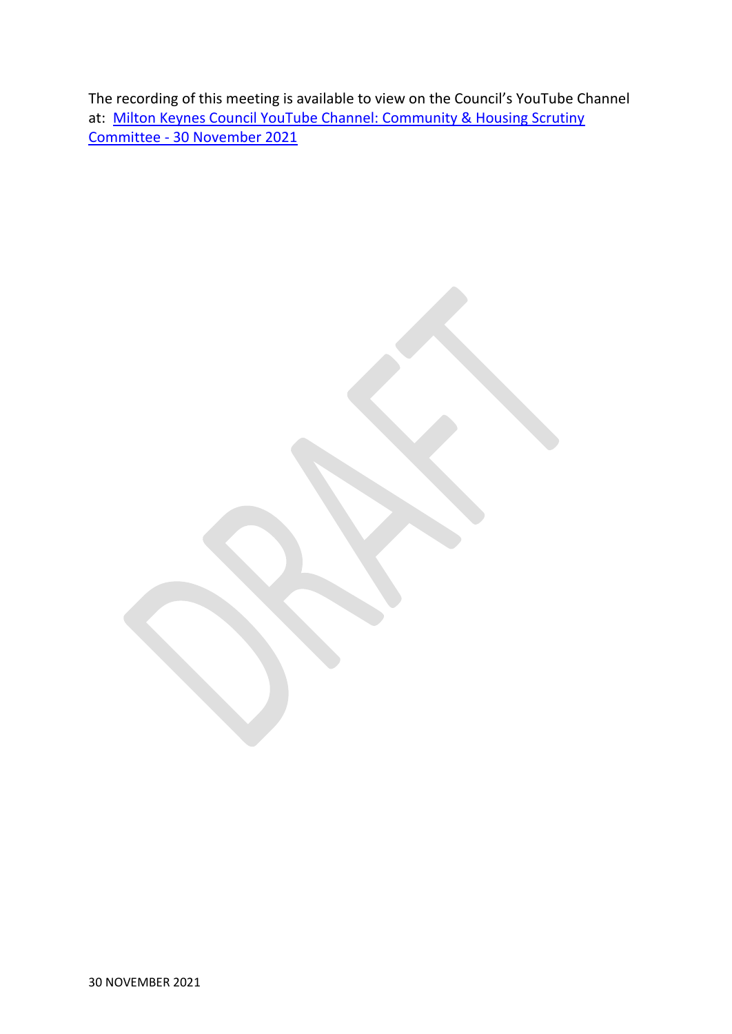The recording of this meeting is available to view on the Council's YouTube Channel at: Milton Keynes Council YouTube Channel: Community & Housing Scrutiny Committee - 30 November 2021